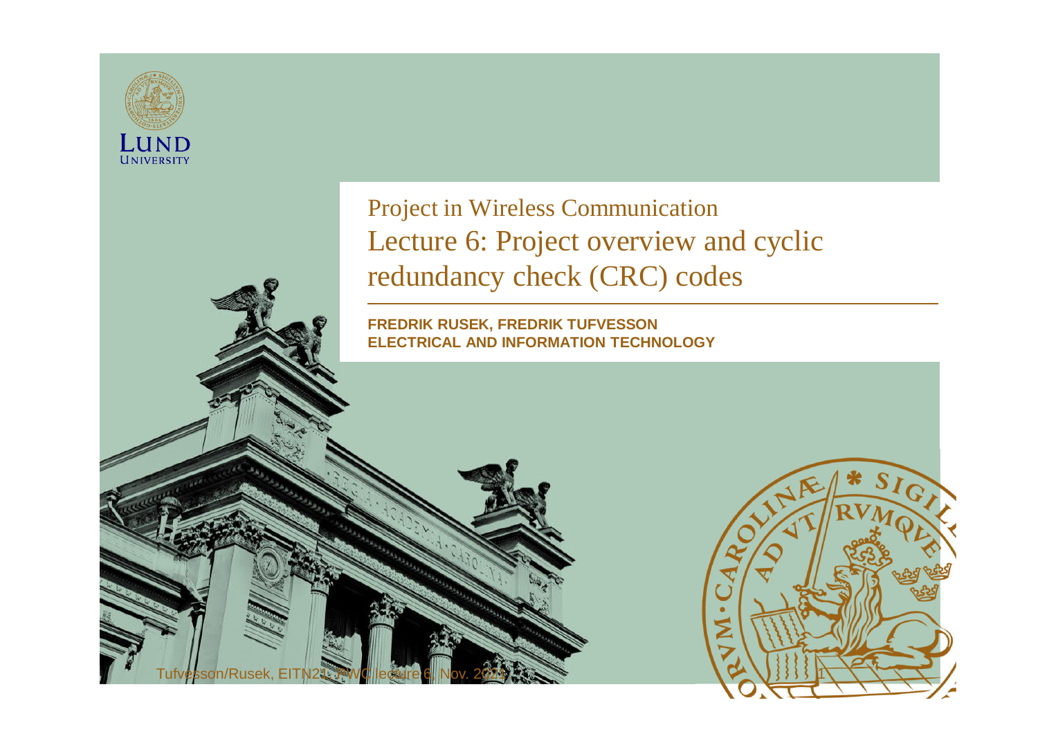Project in Wireless Communication

# Lecture 6: Project overview and cyclic redundancy check (CRC) codes

**FREDRIK RUSEK, FREDRIK TUFVESSON**
**ELECTRICAL AND INFORMATION TECHNOLOGY**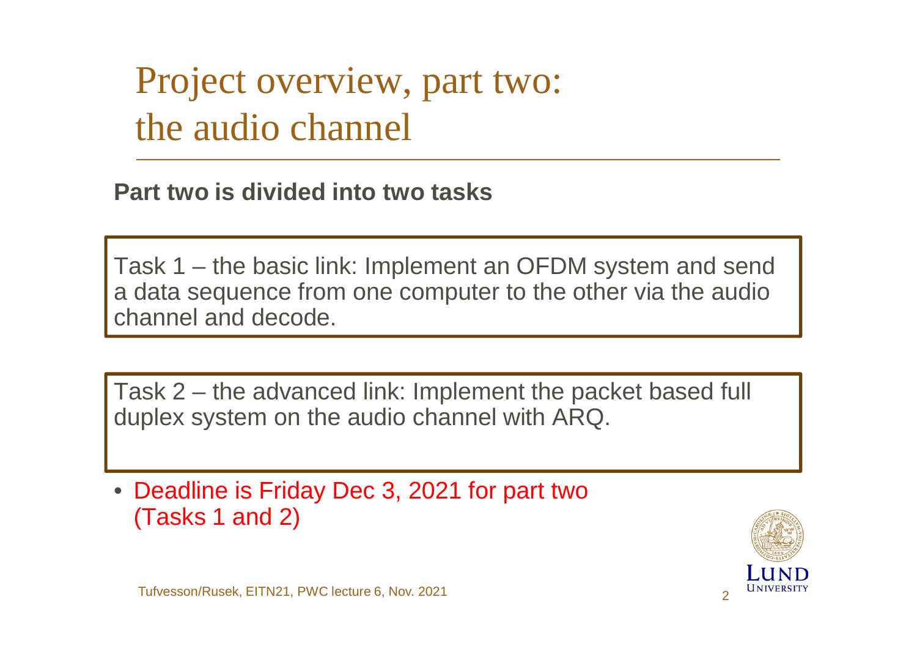# Project overview, part two: the audio channel

**Part two is divided into two tasks**

Task 1 – the basic link: Implement an OFDM system and send a data sequence from one computer to the other via the audio channel and decode.

Task 2 – the advanced link: Implement the packet based full duplex system on the audio channel with ARQ.

- Deadline is Friday Dec 3, 2021 for part two (Tasks 1 and 2)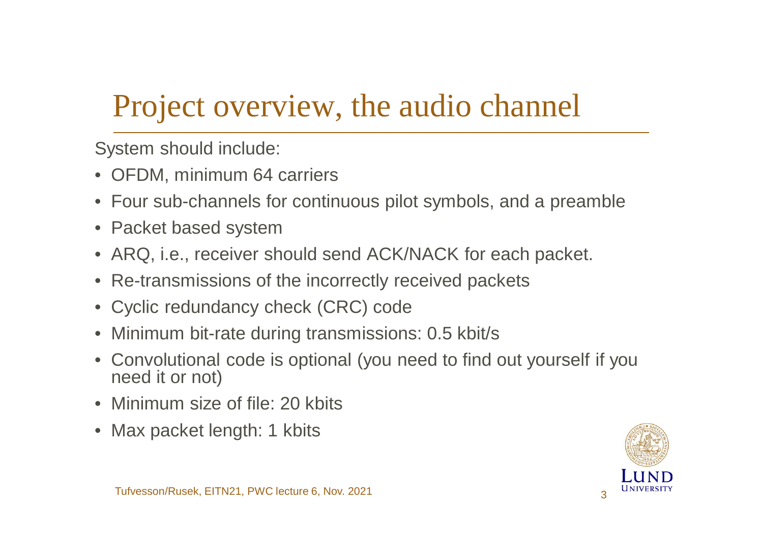# Project overview, the audio channel

System should include:

- OFDM, minimum 64 carriers
- Four sub-channels for continuous pilot symbols, and a preamble
- Packet based system
- ARQ, i.e., receiver should send ACK/NACK for each packet.
- Re-transmissions of the incorrectly received packets
- Cyclic redundancy check (CRC) code
- Minimum bit-rate during transmissions: 0.5 kbit/s
- Convolutional code is optional (you need to find out yourself if you need it or not)
- Minimum size of file: 20 kbits
- Max packet length: 1 kbits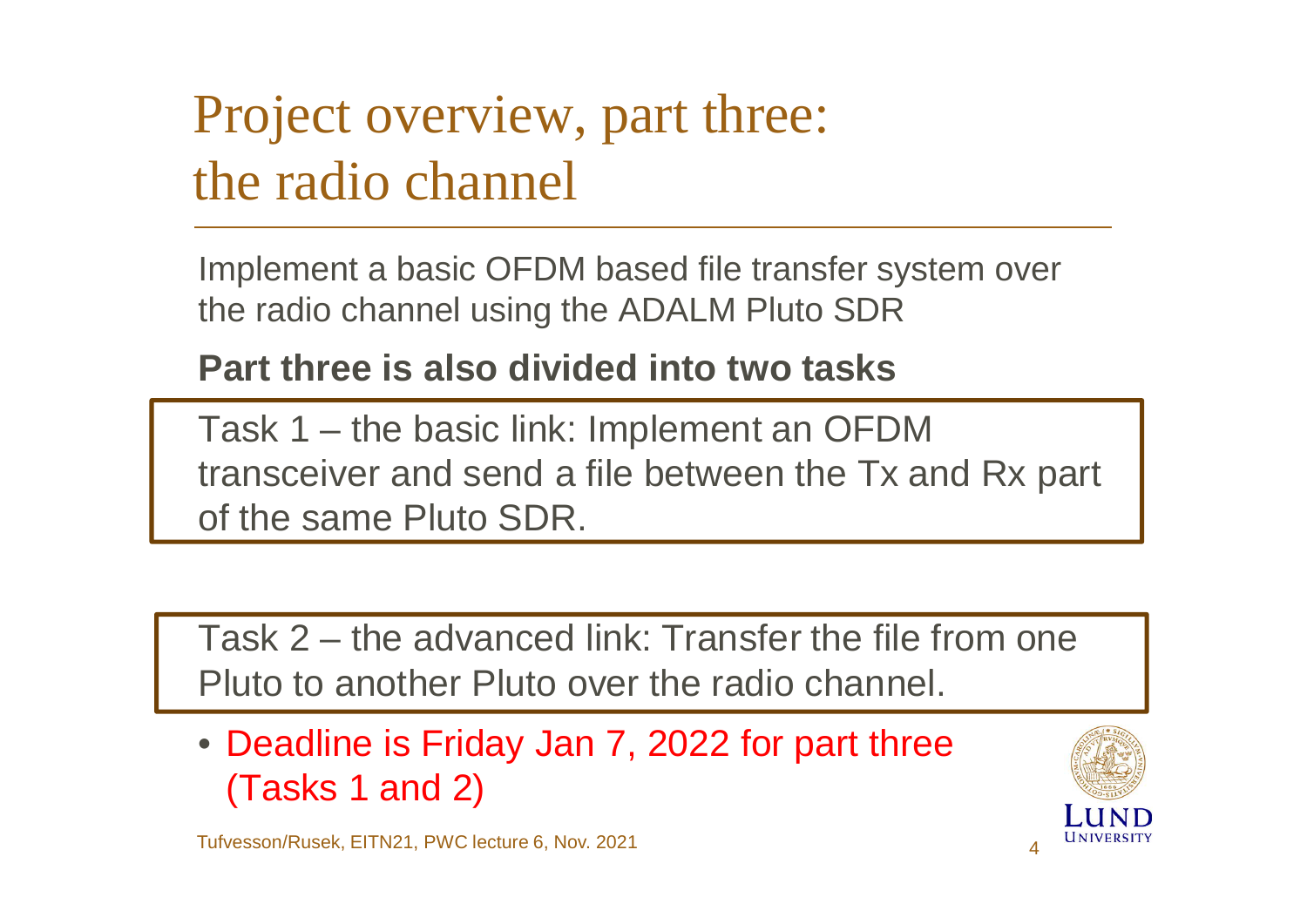# Project overview, part three: the radio channel

Implement a basic OFDM based file transfer system over the radio channel using the ADALM Pluto SDR

**Part three is also divided into two tasks**

Task 1 – the basic link: Implement an OFDM transceiver and send a file between the Tx and Rx part of the same Pluto SDR.

Task 2 – the advanced link: Transfer the file from one Pluto to another Pluto over the radio channel.

- Deadline is Friday Jan 7, 2022 for part three (Tasks 1 and 2)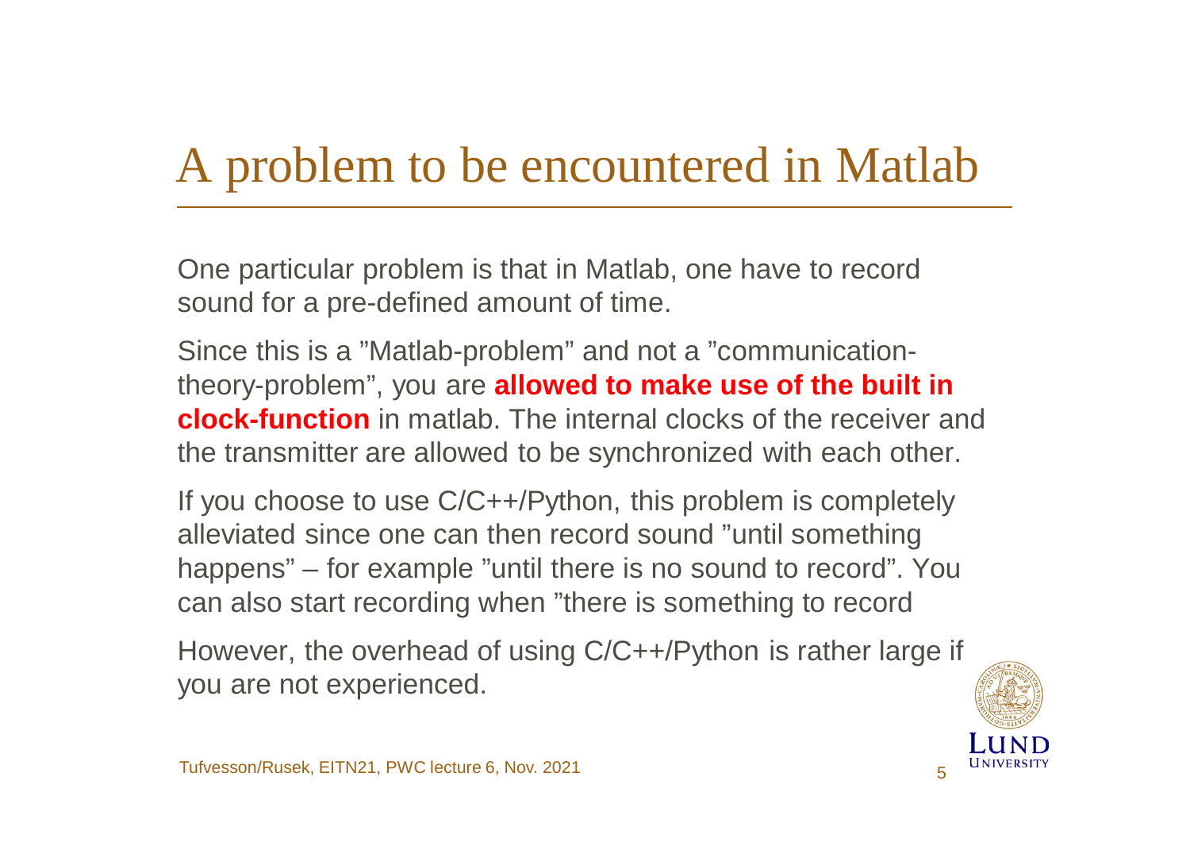# A problem to be encountered in Matlab

One particular problem is that in Matlab, one have to record sound for a pre-defined amount of time.

Since this is a ”Matlab-problem” and not a ”communication-theory-problem”, you are **allowed to make use of the built in clock-function** in matlab. The internal clocks of the receiver and the transmitter are allowed to be synchronized with each other.

If you choose to use C/C++/Python, this problem is completely alleviated since one can then record sound ”until something happens” – for example ”until there is no sound to record”. You can also start recording when ”there is something to record

However, the overhead of using C/C++/Python is rather large if you are not experienced.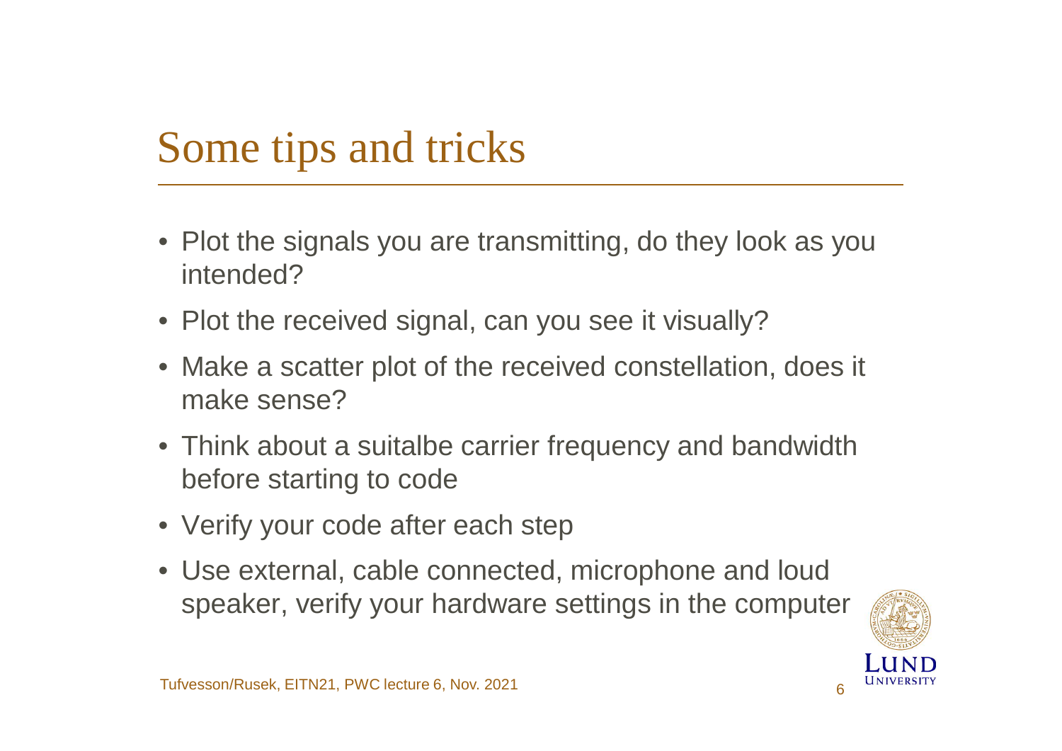# Some tips and tricks

- Plot the signals you are transmitting, do they look as you intended?
- Plot the received signal, can you see it visually?
- Make a scatter plot of the received constellation, does it make sense?
- Think about a suitalbe carrier frequency and bandwidth before starting to code
- Verify your code after each step
- Use external, cable connected, microphone and loud speaker, verify your hardware settings in the computer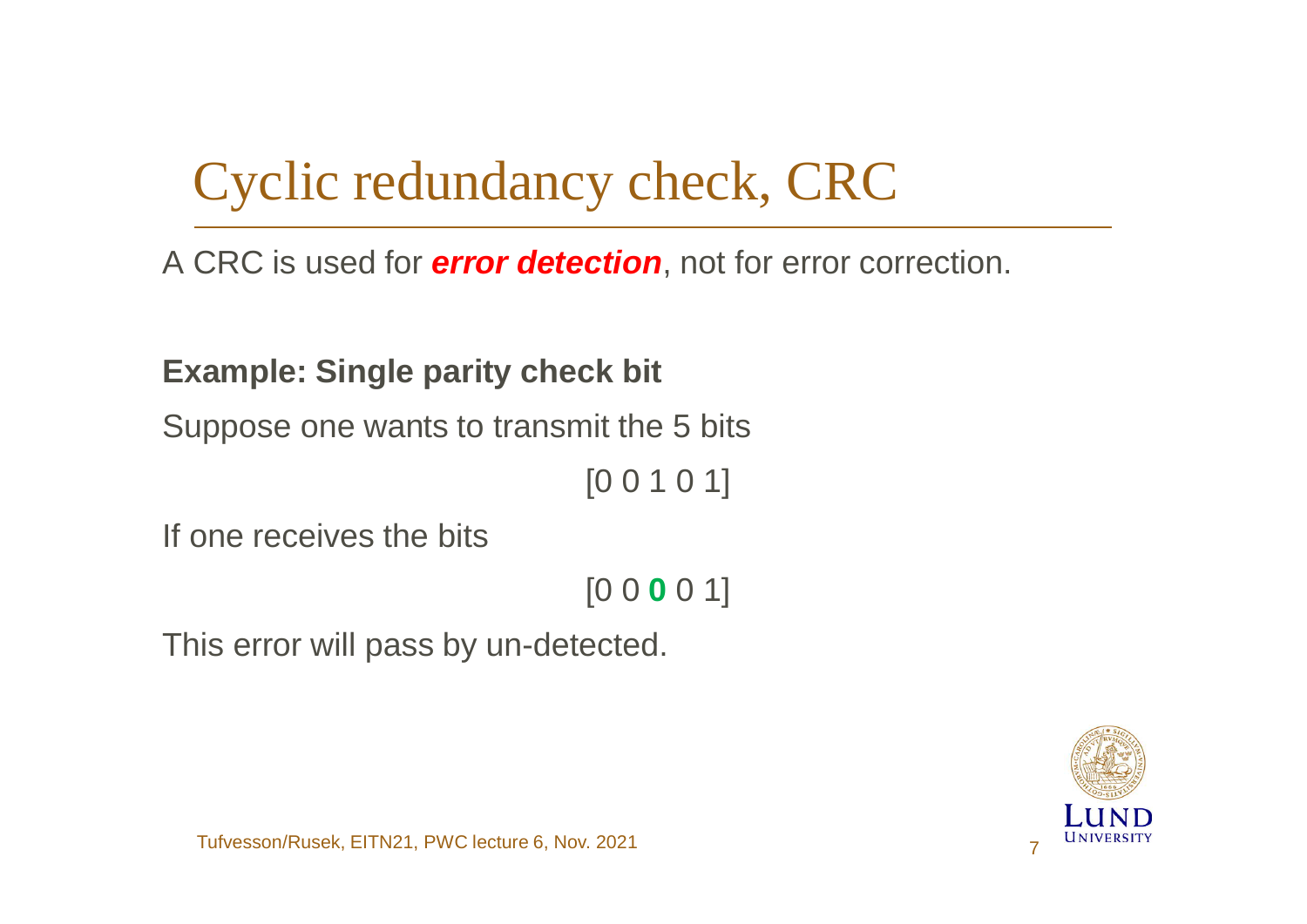# Cyclic redundancy check, CRC

A CRC is used for ***error detection***, not for error correction.

**Example: Single parity check bit**

Suppose one wants to transmit the 5 bits

[0 0 1 0 1]

If one receives the bits

[0 0 **0** 0 1]

This error will pass by un-detected.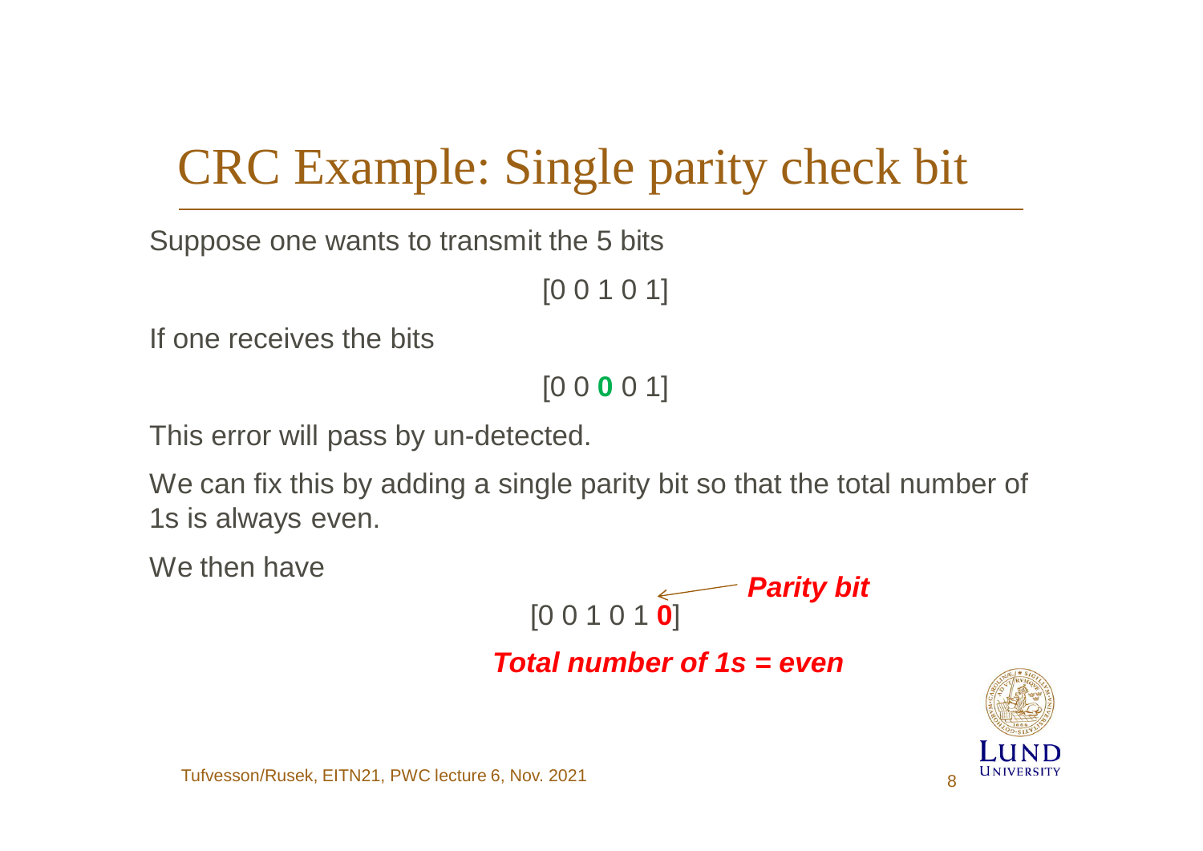# CRC Example: Single parity check bit

Suppose one wants to transmit the 5 bits

[0 0 1 0 1]

If one receives the bits

[0 0 **0** 0 1]

This error will pass by un-detected.

We can fix this by adding a single parity bit so that the total number of 1s is always even.

We then have

[0 0 1 0 1 **0**] ← ***Parity bit***

***Total number of 1s = even***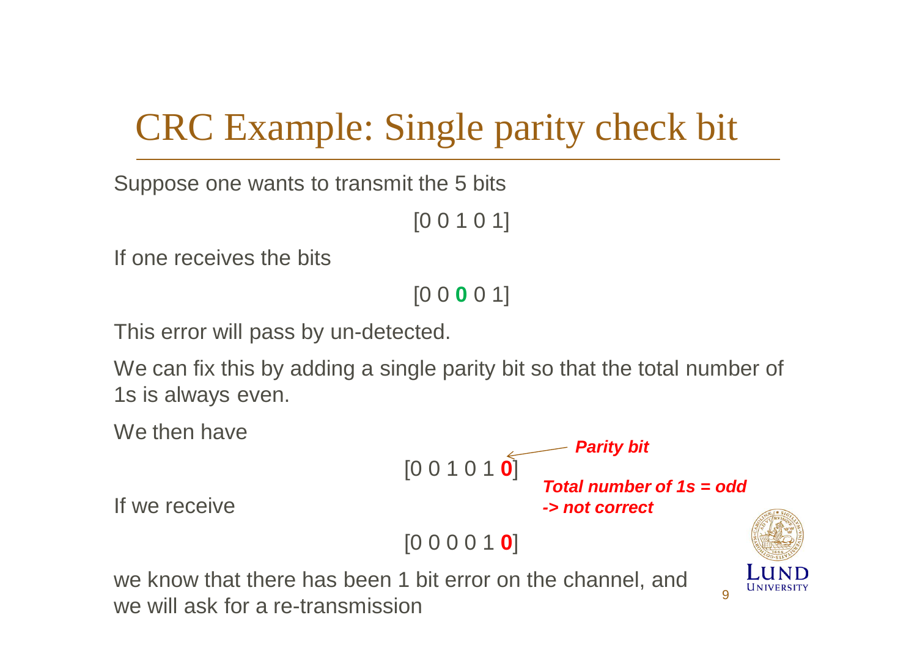# CRC Example: Single parity check bit

Suppose one wants to transmit the 5 bits

[0 0 1 0 1]

If one receives the bits

[0 0 **0** 0 1]

This error will pass by un-detected.

We can fix this by adding a single parity bit so that the total number of 1s is always even.

We then have

[0 0 1 0 1 **0**] ← ***Parity bit***

If we receive

[0 0 0 0 1 **0**]

***Total number of 1s = odd -> not correct***

we know that there has been 1 bit error on the channel, and we will ask for a re-transmission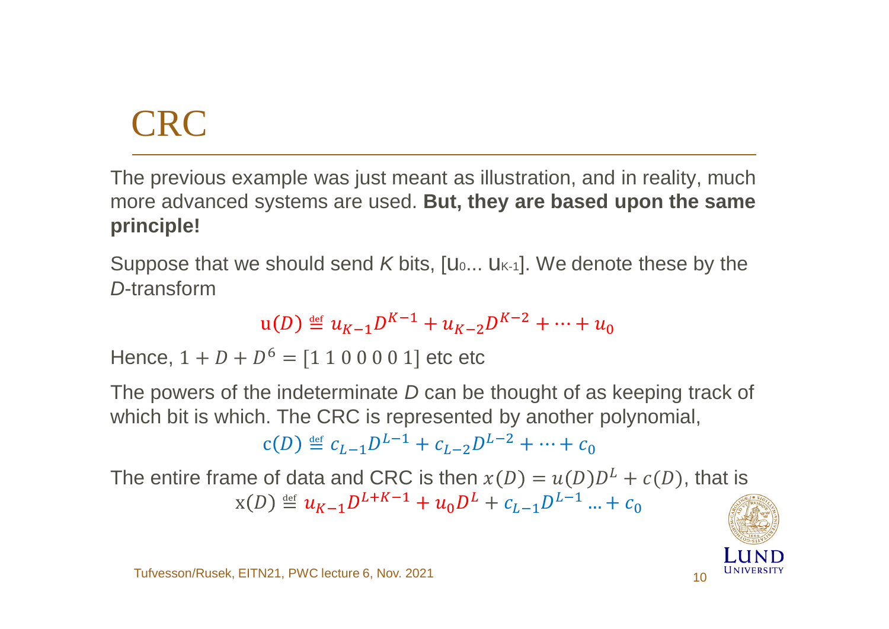# CRC

The previous example was just meant as illustration, and in reality, much more advanced systems are used. **But, they are based upon the same principle!**

Suppose that we should send *K* bits, $[u_0 \ldots u_{K-1}]$. We denote these by the *D*-transform

$$\mathrm{u}(D) \stackrel{\text{def}}{=} u_{K-1}D^{K-1} + u_{K-2}D^{K-2} + \cdots + u_0$$

Hence, $1 + D + D^6 = [1\ 1\ 0\ 0\ 0\ 0\ 1]$ etc etc

The powers of the indeterminate *D* can be thought of as keeping track of which bit is which. The CRC is represented by another polynomial,

$$\mathrm{c}(D) \stackrel{\text{def}}{=} c_{L-1}D^{L-1} + c_{L-2}D^{L-2} + \cdots + c_0$$

The entire frame of data and CRC is then $x(D) = u(D)D^L + c(D)$, that is

$$\mathrm{x}(D) \stackrel{\text{def}}{=} u_{K-1}D^{L+K-1} + u_0D^L + c_{L-1}D^{L-1} \ldots + c_0$$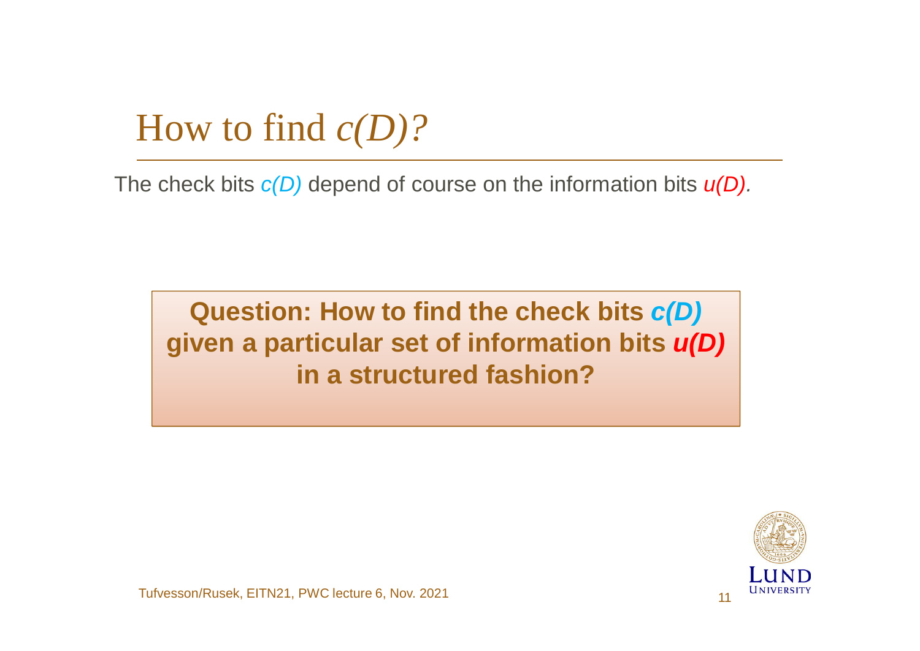# How to find *c(D)*?

The check bits *c(D)* depend of course on the information bits *u(D).*

**Question: How to find the check bits *c(D)* given a particular set of information bits *u(D)* in a structured fashion?**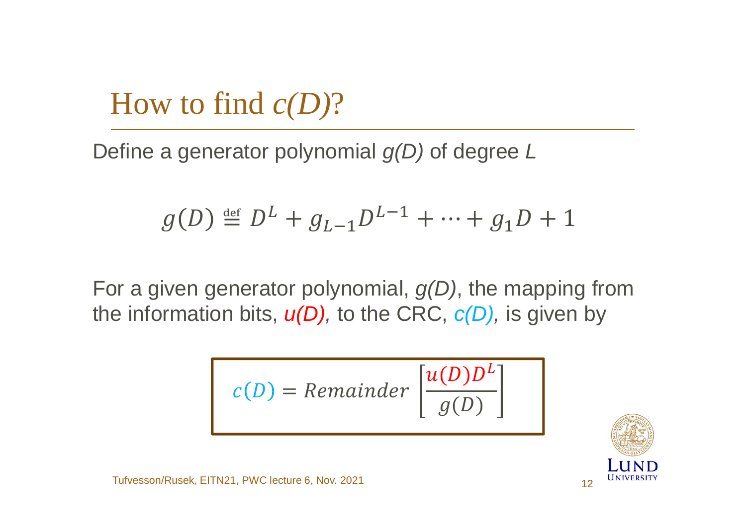# How to find $c(D)$?

Define a generator polynomial $g(D)$ of degree $L$

$$g(D) \stackrel{\text{def}}{=} D^L + g_{L-1}D^{L-1} + \cdots + g_1 D + 1$$

For a given generator polynomial, $g(D)$, the mapping from the information bits, $u(D)$, to the CRC, $c(D)$, is given by

$$c(D) = Remainder\left[\frac{u(D)D^L}{g(D)}\right]$$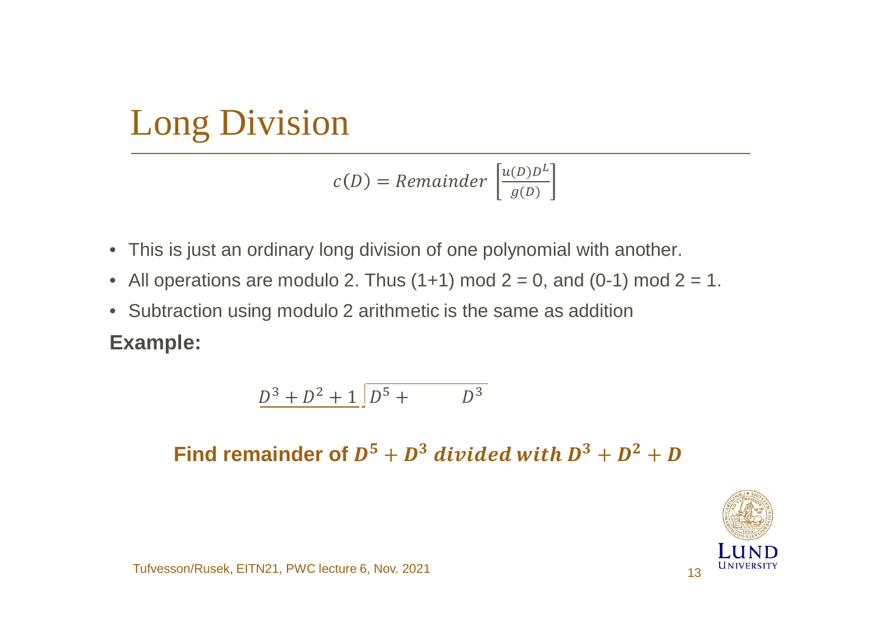# Long Division

$$c(D) = Remainder \left[\frac{u(D)D^L}{g(D)}\right]$$

- This is just an ordinary long division of one polynomial with another.
- All operations are modulo 2. Thus (1+1) mod 2 = 0, and (0-1) mod 2 = 1.
- Subtraction using modulo 2 arithmetic is the same as addition

**Example:**

$$D^3 + D^2 + 1 \,\overline{)\, D^5 + \qquad D^3}$$

**Find remainder of $D^5 + D^3$ *divided with* $D^3 + D^2 + D$**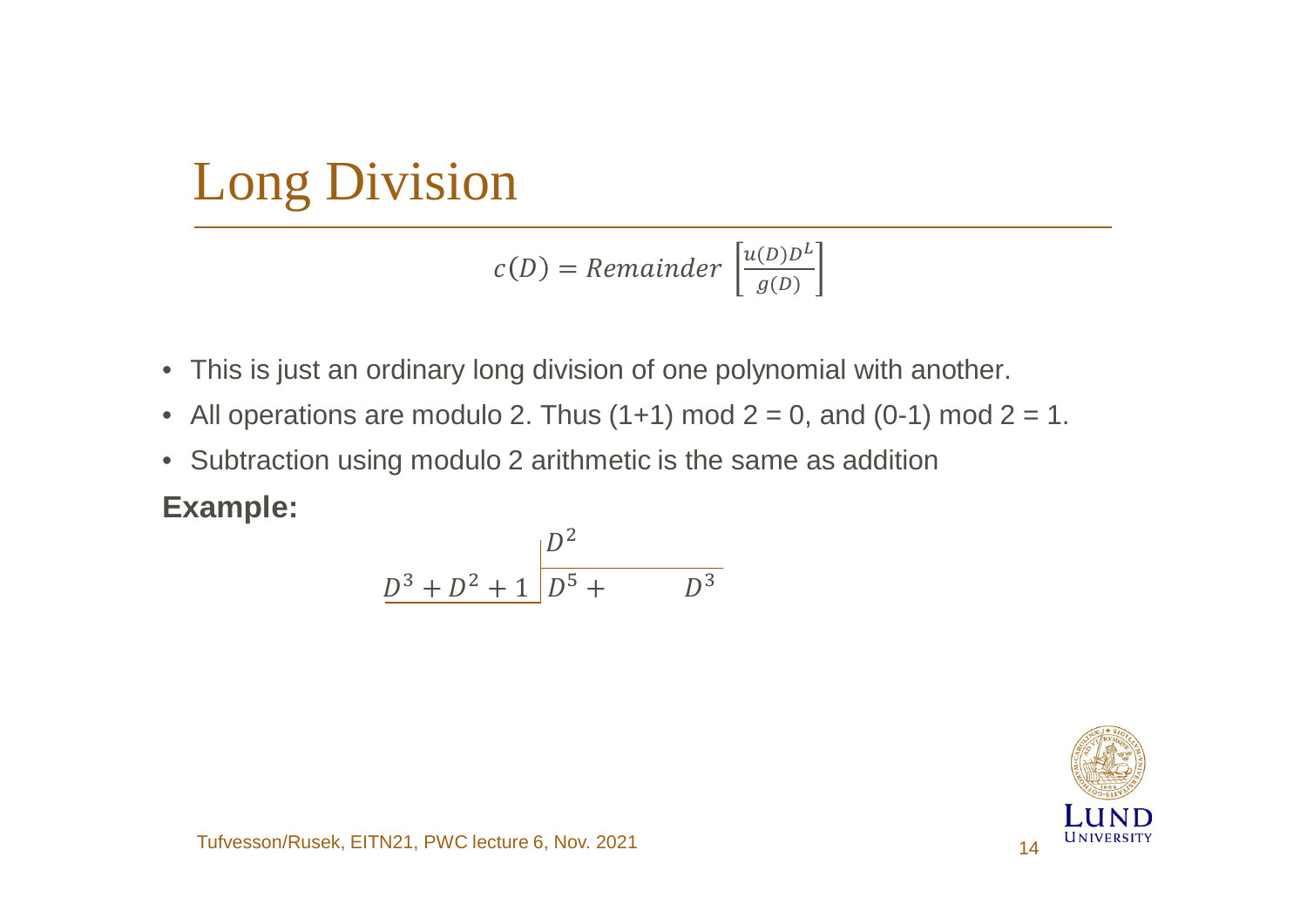# Long Division

$$c(D) = Remainder\left[\frac{u(D)D^L}{g(D)}\right]$$

- This is just an ordinary long division of one polynomial with another.
- All operations are modulo 2. Thus (1+1) mod 2 = 0, and (0-1) mod 2 = 1.
- Subtraction using modulo 2 arithmetic is the same as addition

**Example:**

$$\begin{array}{r|l} & D^2 \\ \hline D^3 + D^2 + 1 & D^5 + \qquad D^3 \end{array}$$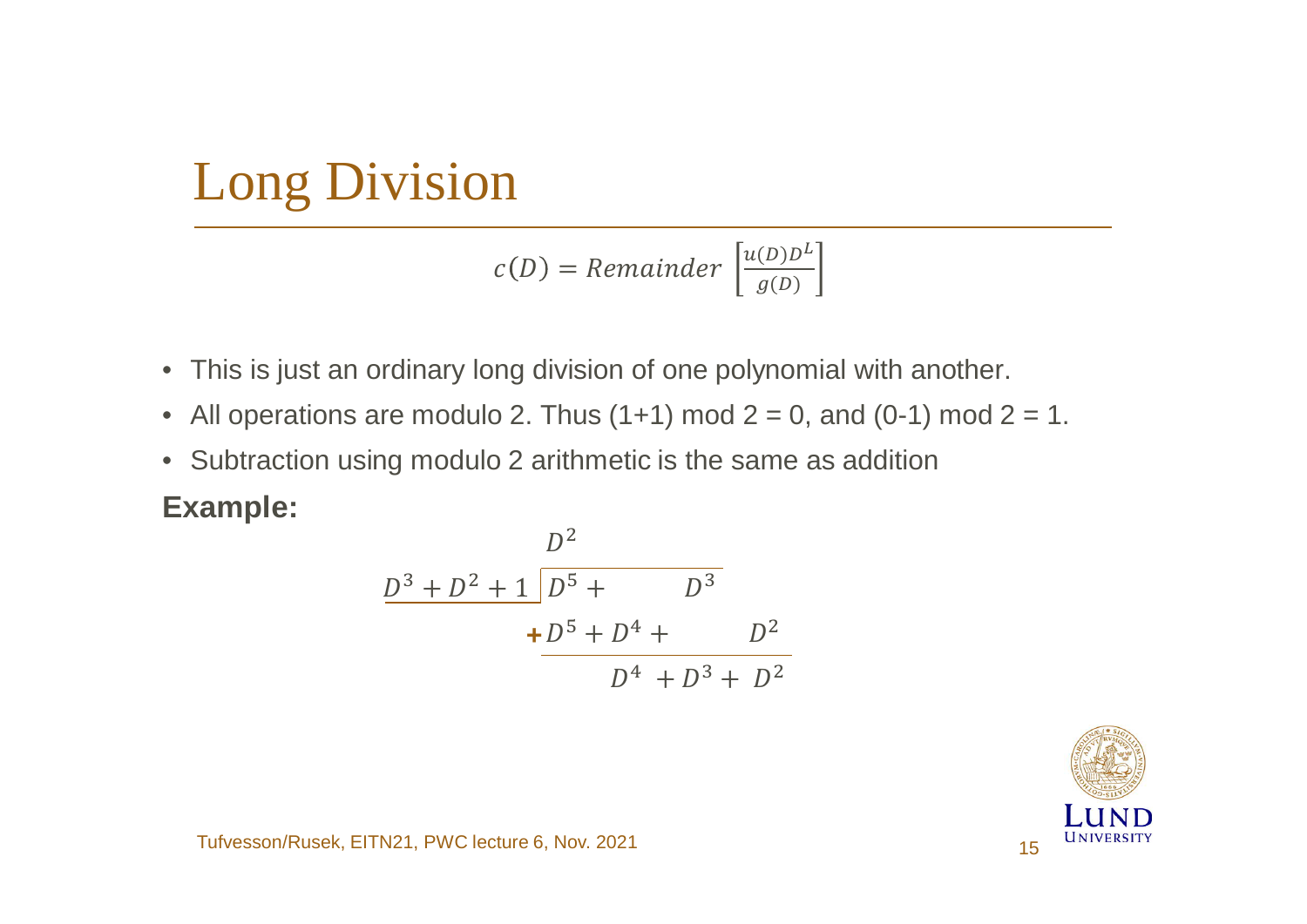# Long Division

$$c(D) = Remainder \left[\frac{u(D)D^L}{g(D)}\right]$$

- This is just an ordinary long division of one polynomial with another.
- All operations are modulo 2. Thus (1+1) mod 2 = 0, and (0-1) mod 2 = 1.
- Subtraction using modulo 2 arithmetic is the same as addition

**Example:**

$$
\begin{array}{r|l}
 & D^2 \\
\hline
D^3 + D^2 + 1 & D^5 + \qquad D^3 \\
 & + D^5 + D^4 + \qquad D^2 \\
\cline{2-2}
 & \qquad D^4 + D^3 + D^2
\end{array}
$$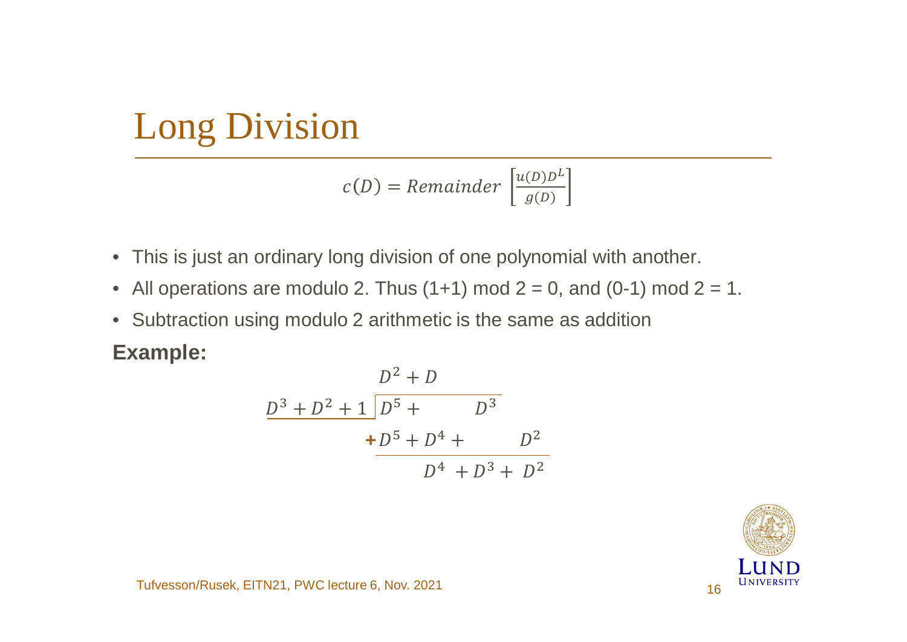# Long Division

$$c(D) = Remainder\left[\frac{u(D)D^L}{g(D)}\right]$$

- This is just an ordinary long division of one polynomial with another.
- All operations are modulo 2. Thus (1+1) mod 2 = 0, and (0-1) mod 2 = 1.
- Subtraction using modulo 2 arithmetic is the same as addition

**Example:**

$$
\begin{array}{r l}
 & D^2 + D \\
D^3 + D^2 + 1 & \overline{\big) D^5 + \qquad D^3} \\
 & \mathbf{+}\, D^5 + D^4 + \qquad D^2 \\
 & \overline{\qquad D^4 + D^3 + D^2}
\end{array}
$$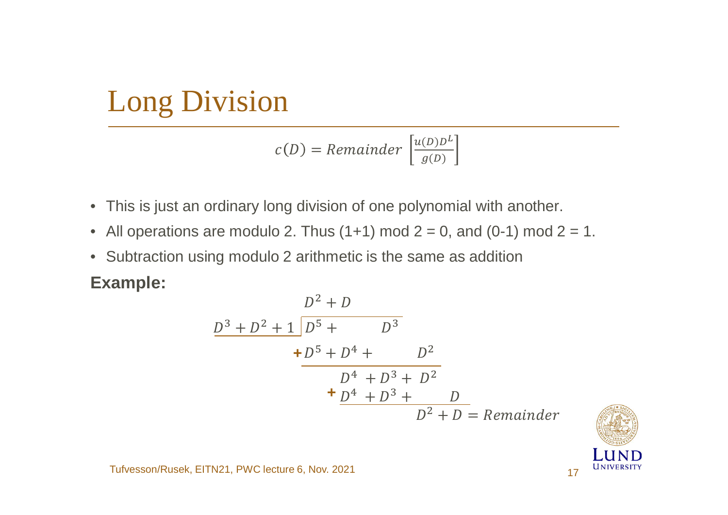# Long Division

$$c(D) = Remainder\left[\frac{u(D)D^L}{g(D)}\right]$$

- This is just an ordinary long division of one polynomial with another.
- All operations are modulo 2. Thus (1+1) mod 2 = 0, and (0-1) mod 2 = 1.
- Subtraction using modulo 2 arithmetic is the same as addition

**Example:**

$$
\begin{array}{r|l}
 & D^2 + D \\
\hline
D^3 + D^2 + 1 & D^5 + \qquad\quad D^3 \\
 & + D^5 + D^4 + \qquad\quad D^2 \\
\hline
 & \qquad D^4 + D^3 + D^2 \\
 & + \; D^4 + D^3 + \qquad D \\
\hline
 & \qquad\qquad D^2 + D = Remainder
\end{array}
$$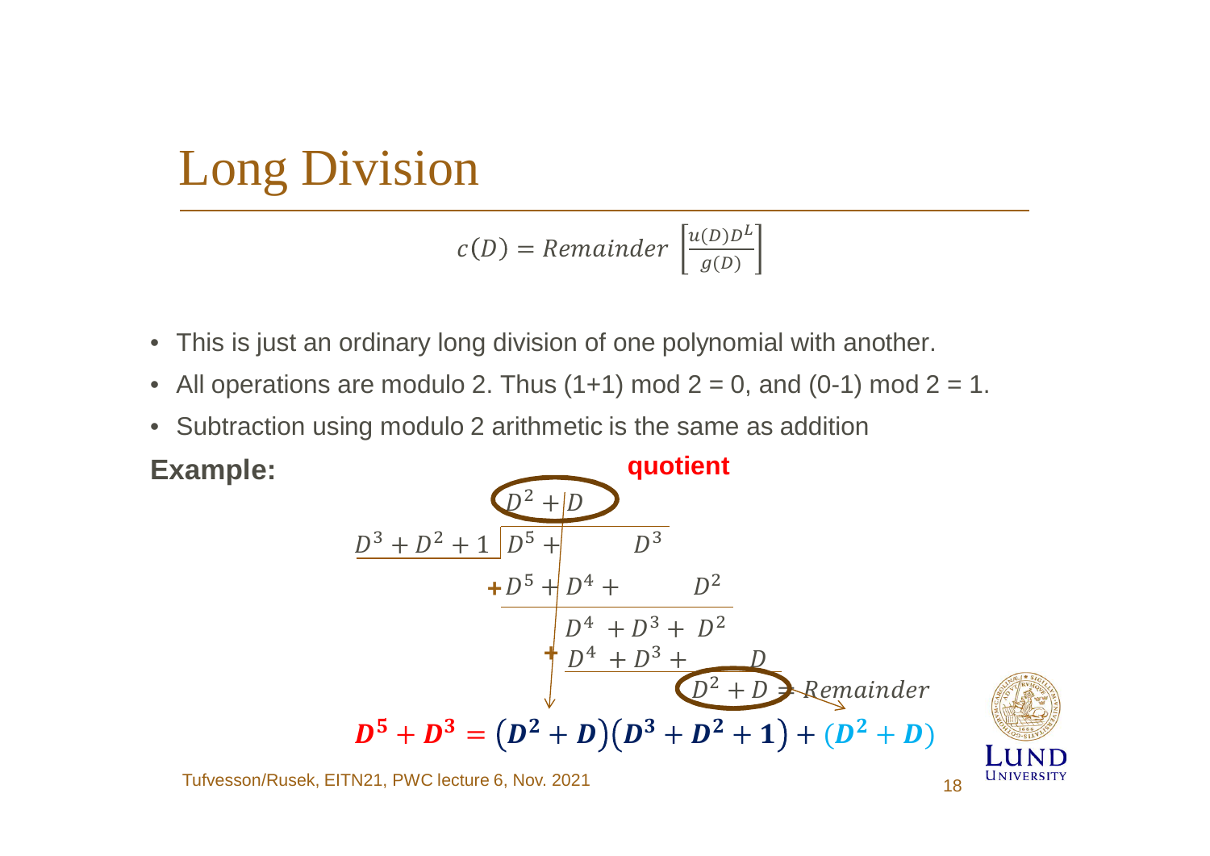# Long Division

$$c(D) = Remainder\left[\frac{u(D)D^L}{g(D)}\right]$$

- This is just an ordinary long division of one polynomial with another.
- All operations are modulo 2. Thus (1+1) mod 2 = 0, and (0-1) mod 2 = 1.
- Subtraction using modulo 2 arithmetic is the same as addition

**Example:**

**quotient**

$$
\begin{array}{r|l}
 & D^2 + D \\
\hline
D^3 + D^2 + 1 & D^5 + D^3 \\
 & + D^5 + D^4 + D^2 \\
\hline
 & D^4 + D^3 + D^2 \\
 & + D^4 + D^3 + D \\
\hline
 & D^2 + D = Remainder
\end{array}
$$

$$\mathbf{D^5 + D^3 = \left(D^2 + D\right)\left(D^3 + D^2 + 1\right) + (D^2 + D)}$$

Tufvesson/Rusek, EITN21, PWC lecture 6, Nov. 2021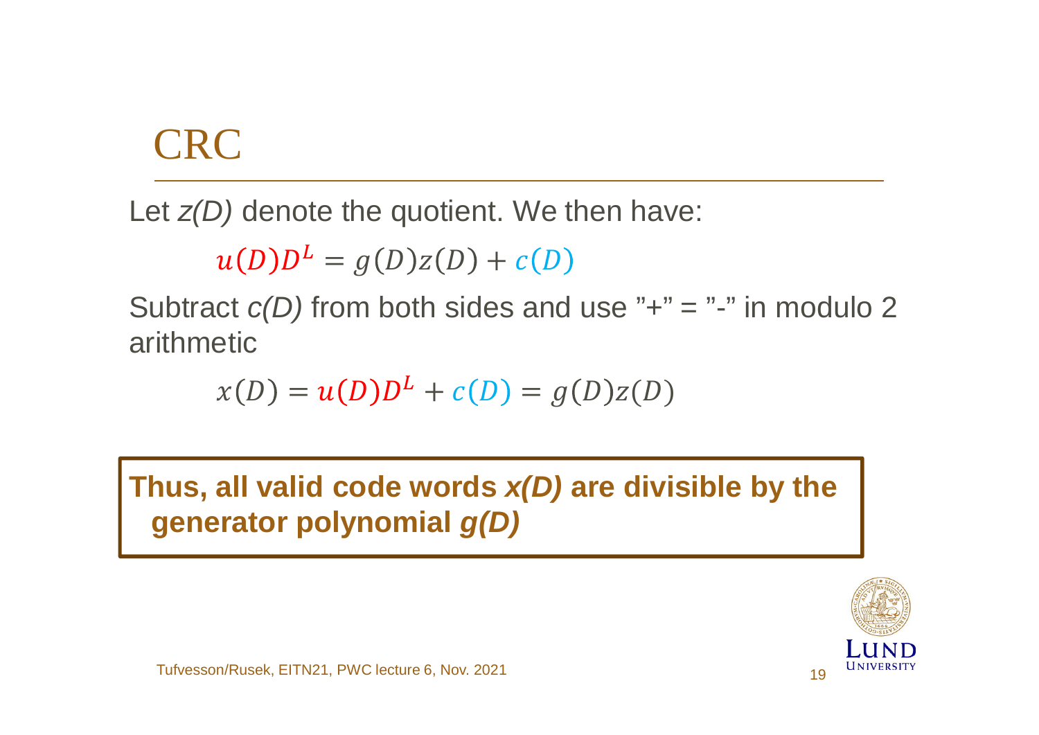# CRC

Let *z(D)* denote the quotient. We then have:

$$u(D)D^L = g(D)z(D) + c(D)$$

Subtract *c(D)* from both sides and use "+" = "-" in modulo 2 arithmetic

$$x(D) = u(D)D^L + c(D) = g(D)z(D)$$

**Thus, all valid code words *x(D)* are divisible by the generator polynomial *g(D)***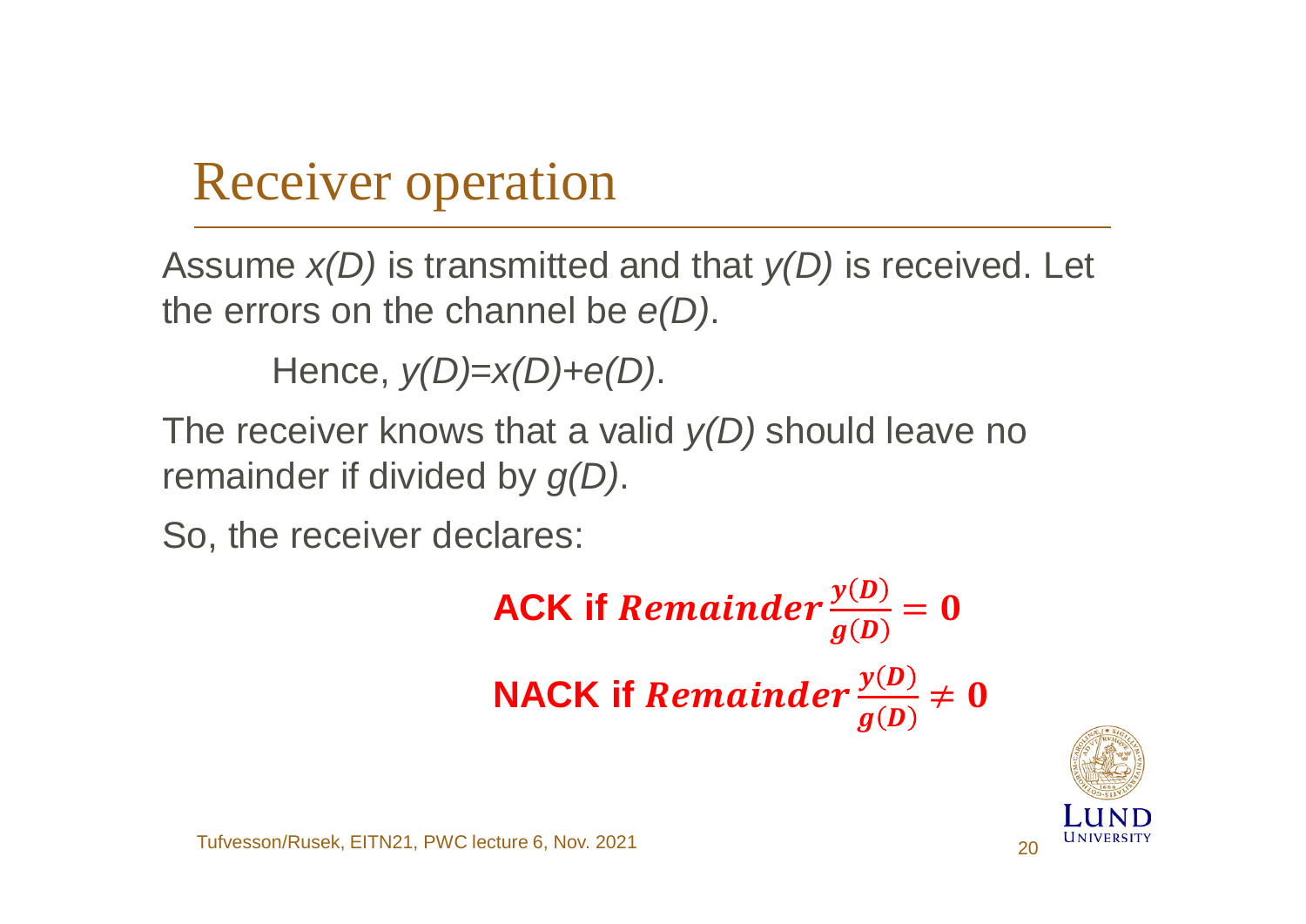# Receiver operation

Assume $x(D)$ is transmitted and that $y(D)$ is received. Let the errors on the channel be $e(D)$.

Hence, $y(D)=x(D)+e(D)$.

The receiver knows that a valid $y(D)$ should leave no remainder if divided by $g(D)$.

So, the receiver declares:

**ACK if** $\boldsymbol{Remainder\,\frac{y(D)}{g(D)} = 0}$

**NACK if** $\boldsymbol{Remainder\,\frac{y(D)}{g(D)} \neq 0}$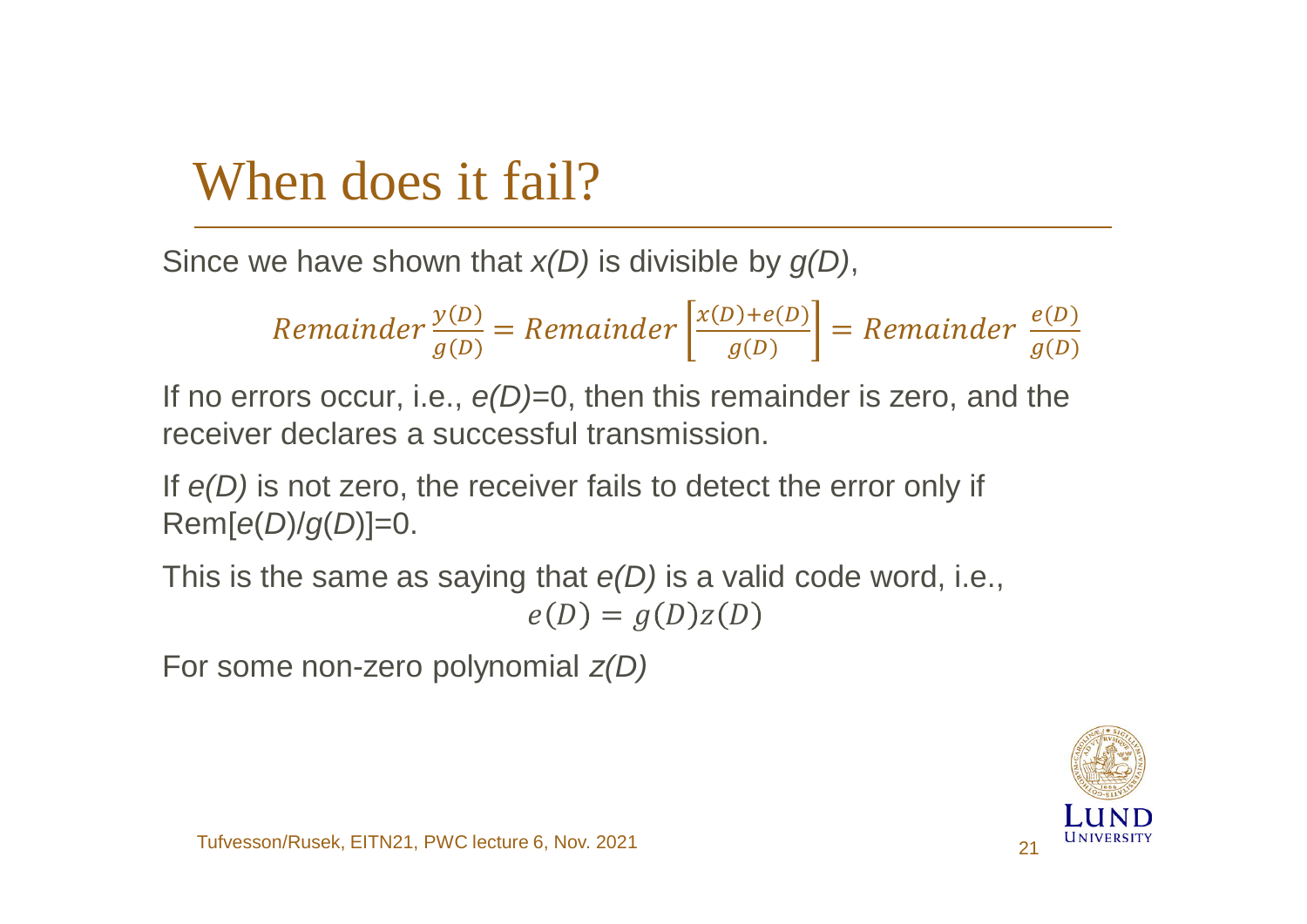# When does it fail?

Since we have shown that $x(D)$ is divisible by $g(D)$,

$$Remainder\,\frac{y(D)}{g(D)} = Remainder\left[\frac{x(D)+e(D)}{g(D)}\right] = Remainder\,\frac{e(D)}{g(D)}$$

If no errors occur, i.e., $e(D)$=0, then this remainder is zero, and the receiver declares a successful transmission.

If $e(D)$ is not zero, the receiver fails to detect the error only if Rem[$e(D)/g(D)$]=0.

This is the same as saying that $e(D)$ is a valid code word, i.e.,

$$e(D) = g(D)z(D)$$

For some non-zero polynomial $z(D)$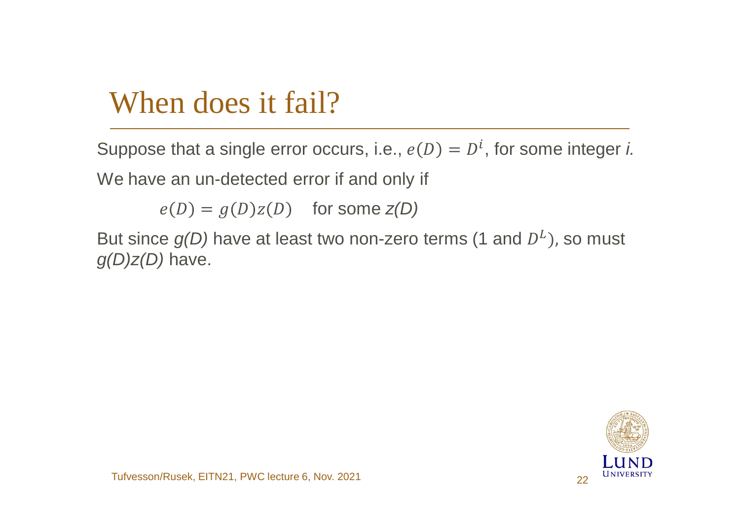# When does it fail?

Suppose that a single error occurs, i.e., $e(D) = D^i$, for some integer *i.*

We have an un-detected error if and only if

$$e(D) = g(D)z(D) \quad \text{for some } z(D)$$

But since *g(D)* have at least two non-zero terms (1 and $D^L$), so must *g(D)z(D)* have.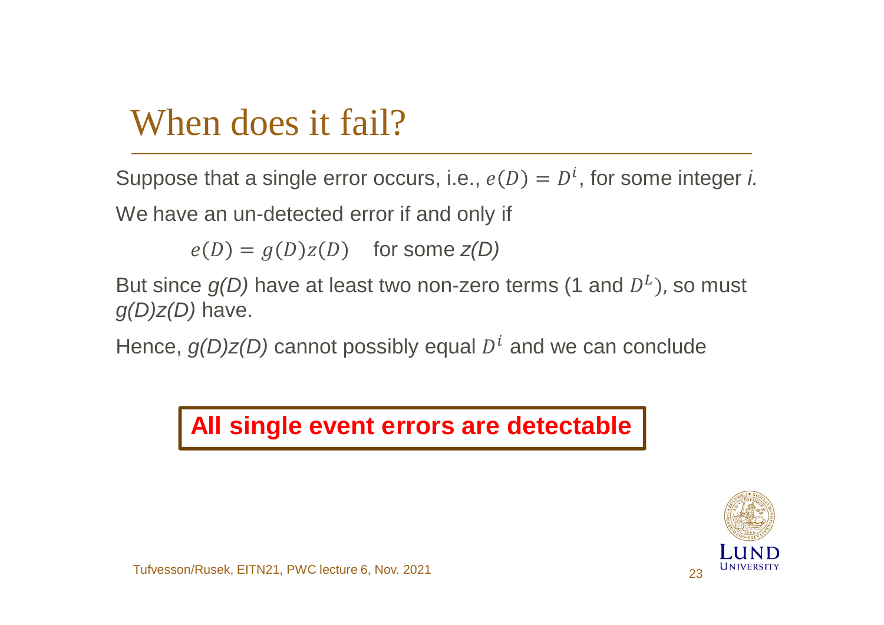# When does it fail?

Suppose that a single error occurs, i.e., $e(D) = D^i$, for some integer *i.*

We have an un-detected error if and only if

$$e(D) = g(D)z(D) \quad \text{for some } z(D)$$

But since *g(D)* have at least two non-zero terms (1 and $D^L$), so must *g(D)z(D)* have.

Hence, *g(D)z(D)* cannot possibly equal $D^i$ and we can conclude

**All single event errors are detectable**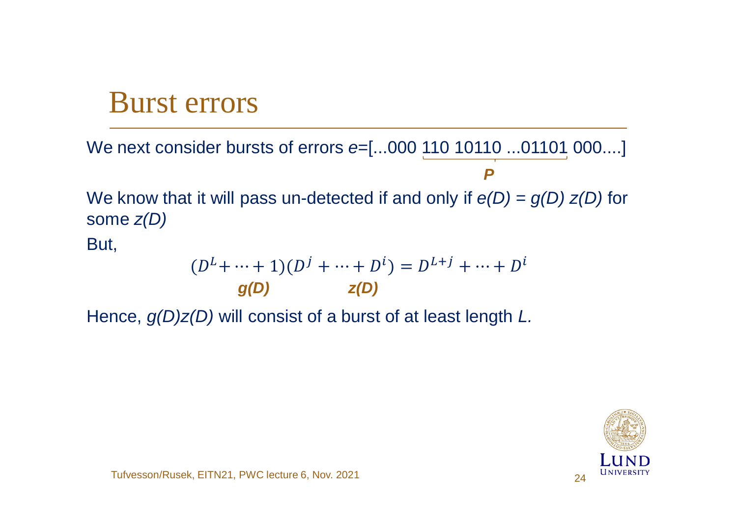# Burst errors

We next consider bursts of errors *e*=[...000 $\underbrace{110\ 10110\ ...01101}_{P}$ 000....]

We know that it will pass un-detected if and only if *e(D) = g(D) z(D)* for some *z(D)*

But,

$$\underbrace{(D^L + \cdots + 1)}_{g(D)}\underbrace{(D^j + \cdots + D^i)}_{z(D)} = D^{L+j} + \cdots + D^i$$

Hence, *g(D)z(D)* will consist of a burst of at least length *L.*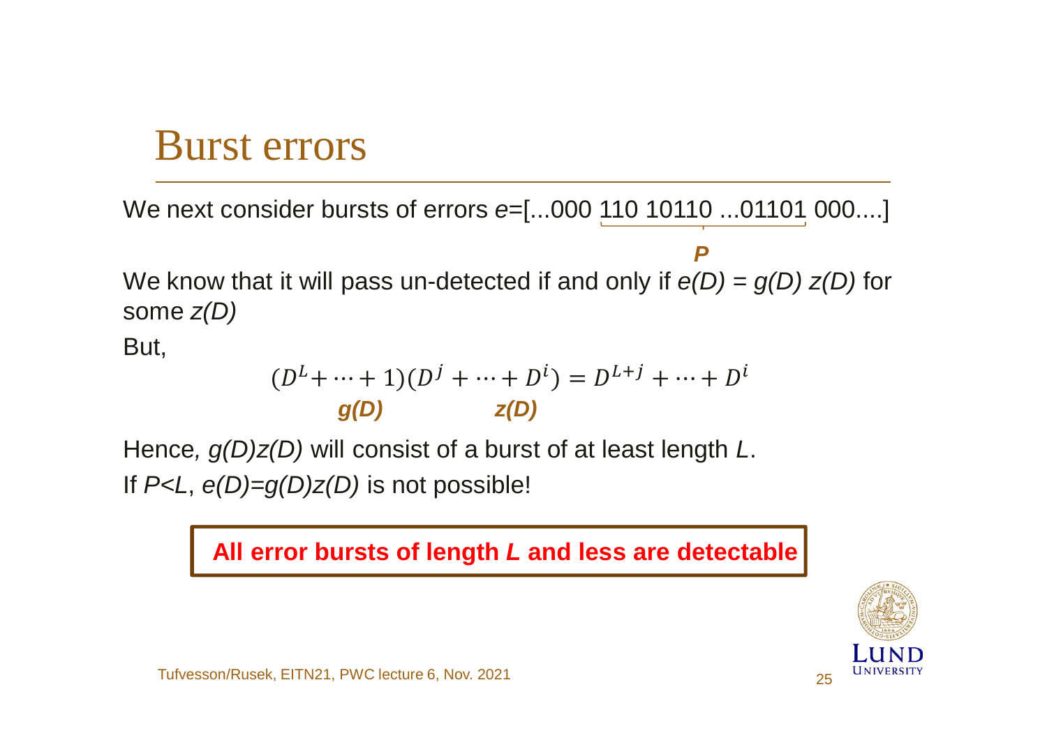# Burst errors

We next consider bursts of errors *e*=[...000 110 10110 ...01101 000....]

$$\underbrace{110\ 10110\ ...01101}_{P}$$

We know that it will pass un-detected if and only if *e(D) = g(D) z(D)* for some *z(D)*

But,

$$\underbrace{(D^L + \cdots + 1)}_{g(D)}\underbrace{(D^j + \cdots + D^i)}_{z(D)} = D^{L+j} + \cdots + D^i$$

Hence*, g(D)z(D)* will consist of a burst of at least length *L*.

If *P<L*, *e(D)=g(D)z(D)* is not possible!

**All error bursts of length *L* and less are detectable**

Tufvesson/Rusek, EITN21, PWC lecture 6, Nov. 2021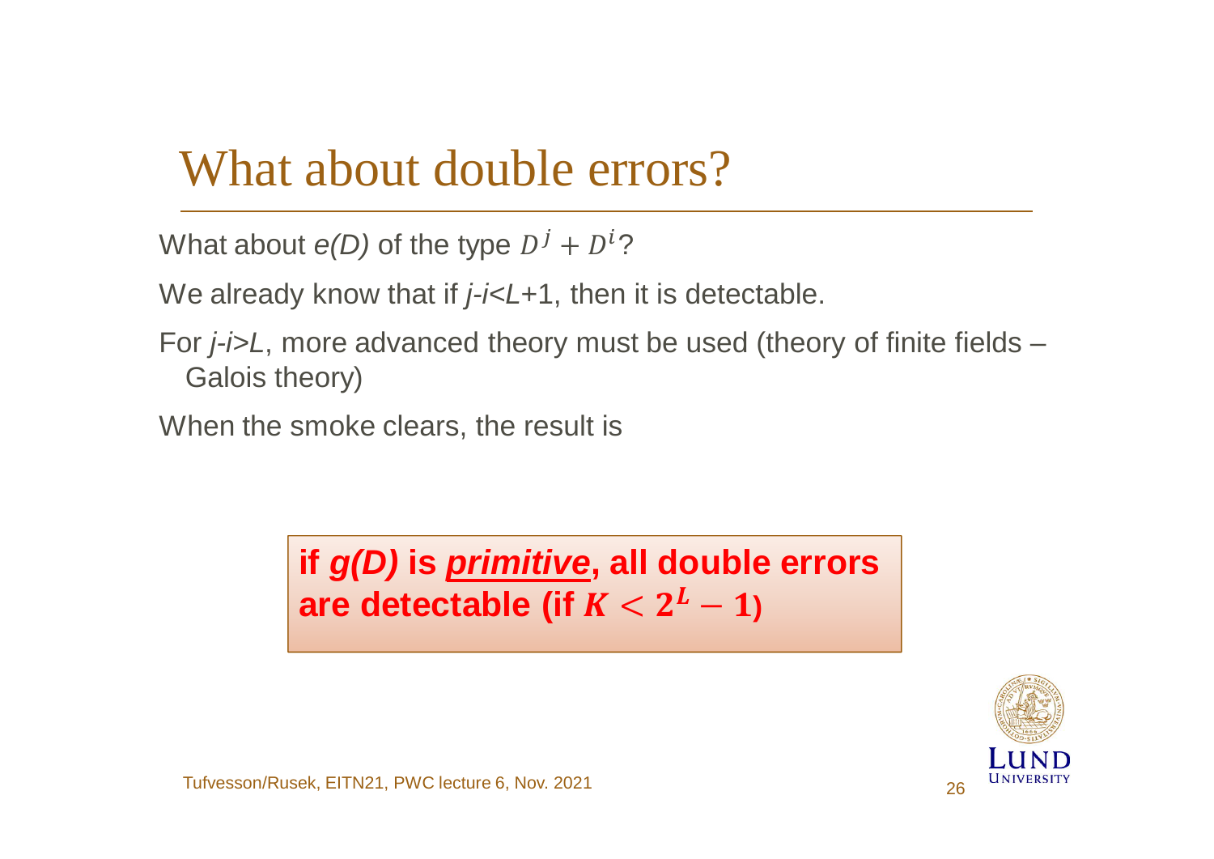# What about double errors?

What about *e(D)* of the type $D^j + D^i$?

We already know that if *j*-*i*<*L*+1, then it is detectable.

For *j*-*i*>*L*, more advanced theory must be used (theory of finite fields – Galois theory)

When the smoke clears, the result is

**if *g(D)* is *primitive*, all double errors are detectable (if $K < 2^L - 1$)**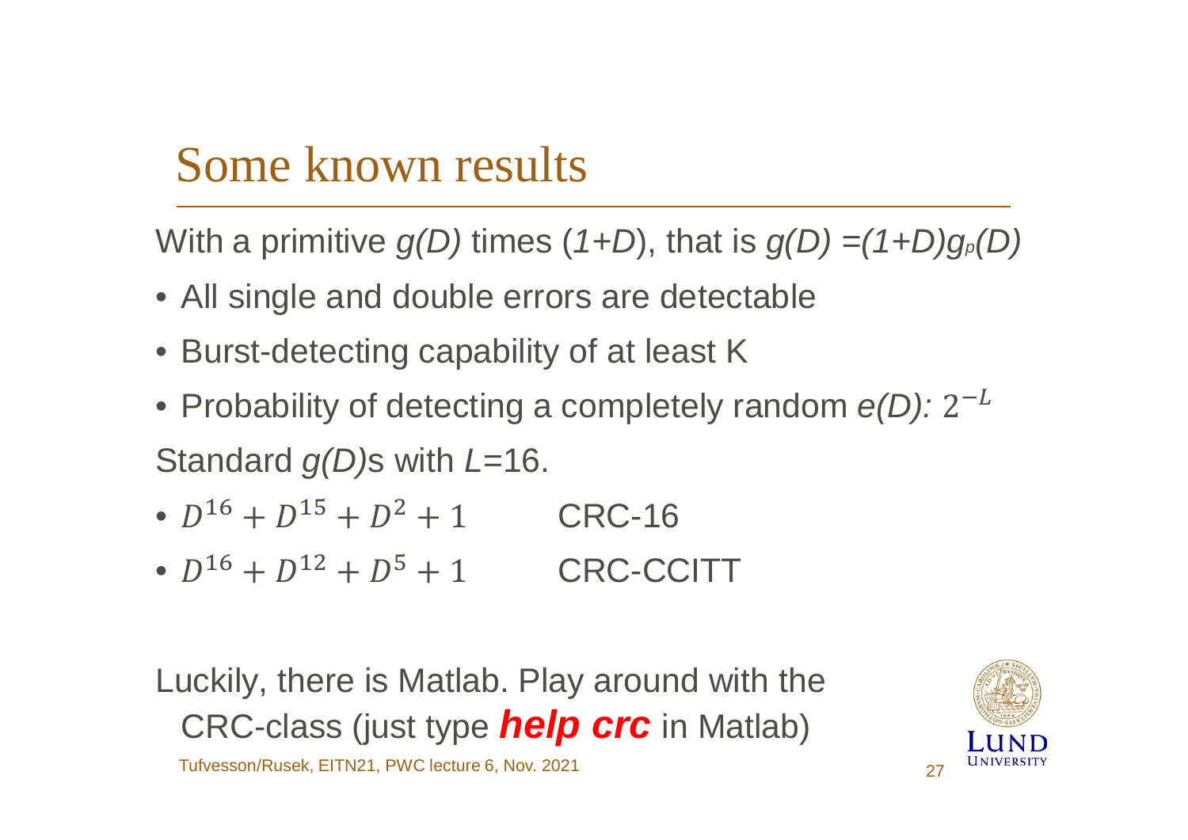# Some known results

With a primitive $g(D)$ times ($1+D$), that is $g(D) = (1+D)g_p(D)$

- All single and double errors are detectable
- Burst-detecting capability of at least K
- Probability of detecting a completely random $e(D)$: $2^{-L}$

Standard $g(D)$s with $L$=16.

- $D^{16} + D^{15} + D^{2} + 1$ CRC-16
- $D^{16} + D^{12} + D^{5} + 1$ CRC-CCITT

Luckily, there is Matlab. Play around with the CRC-class (just type ***help crc*** in Matlab)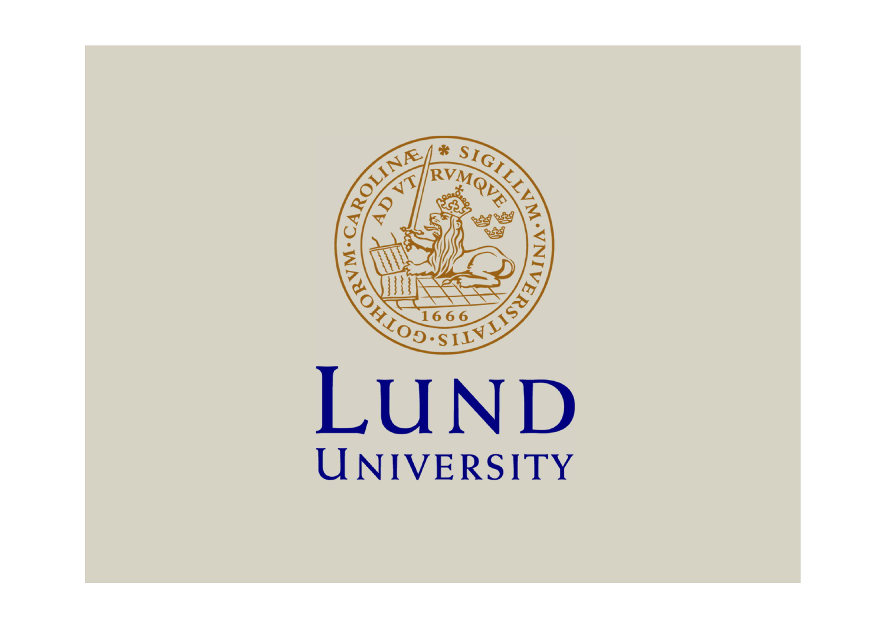CAROLINÆ * SIGILLVM · VNIVERSITATIS · GOTHORVM ·

AD VT RVMQVE

1666

# LUND

# UNIVERSITY